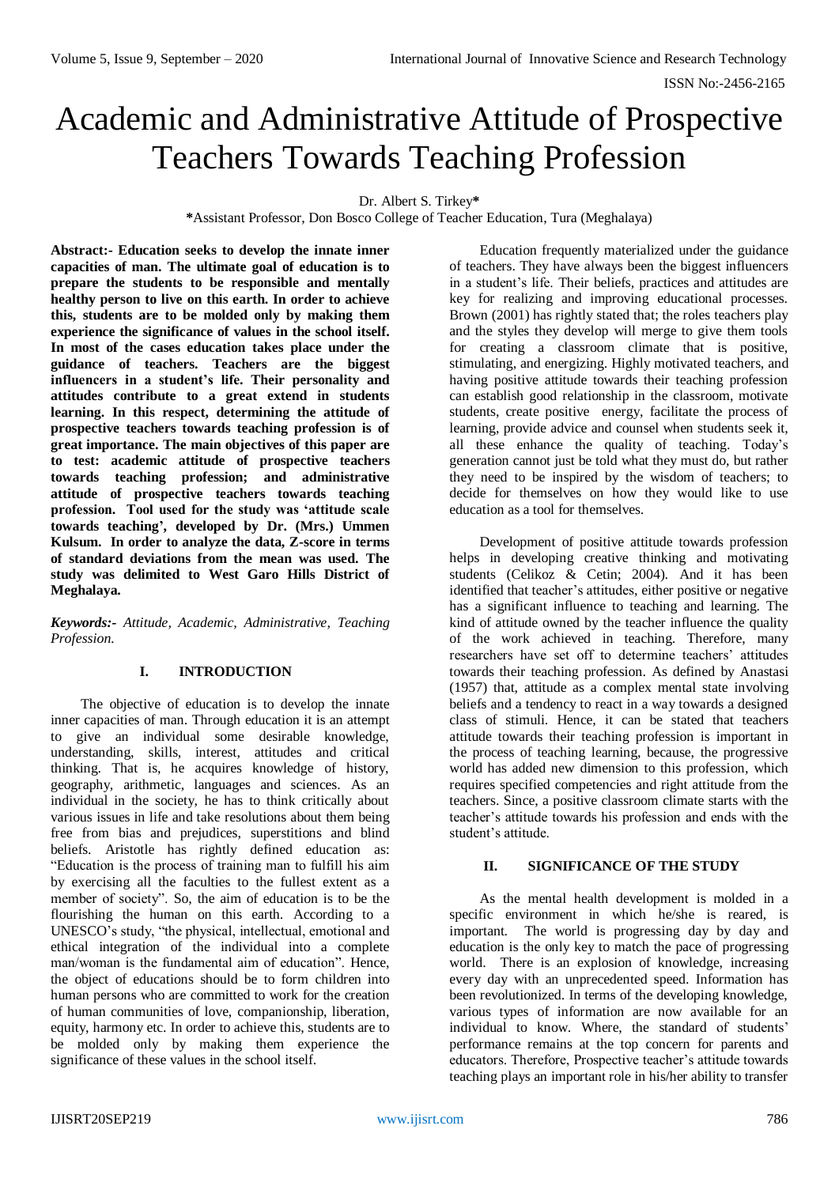# Academic and Administrative Attitude of Prospective Teachers Towards Teaching Profession

Dr. Albert S. Tirkey*

*Assistant Professor, Don Bosco College of Teacher Education, Tura (Meghalaya)

**Abstract:- Education seeks to develop the innate inner capacities of man. The ultimate goal of education is to prepare the students to be responsible and mentally healthy person to live on this earth. In order to achieve this, students are to be molded only by making them experience the significance of values in the school itself. In most of the cases education takes place under the guidance of teachers. Teachers are the biggest influencers in a student's life. Their personality and attitudes contribute to a great extend in students learning. In this respect, determining the attitude of prospective teachers towards teaching profession is of great importance. The main objectives of this paper are to test: academic attitude of prospective teachers towards teaching profession; and administrative attitude of prospective teachers towards teaching profession. Tool used for the study was 'attitude scale towards teaching', developed by Dr. (Mrs.) Ummen Kulsum. In order to analyze the data, Z-score in terms of standard deviations from the mean was used. The study was delimited to West Garo Hills District of Meghalaya.**

***Keywords:-** Attitude, Academic, Administrative, Teaching Profession.*

## I. INTRODUCTION

The objective of education is to develop the innate inner capacities of man. Through education it is an attempt to give an individual some desirable knowledge, understanding, skills, interest, attitudes and critical thinking. That is, he acquires knowledge of history, geography, arithmetic, languages and sciences. As an individual in the society, he has to think critically about various issues in life and take resolutions about them being free from bias and prejudices, superstitions and blind beliefs. Aristotle has rightly defined education as: "Education is the process of training man to fulfill his aim by exercising all the faculties to the fullest extent as a member of society". So, the aim of education is to be the flourishing the human on this earth. According to a UNESCO's study, "the physical, intellectual, emotional and ethical integration of the individual into a complete man/woman is the fundamental aim of education". Hence, the object of educations should be to form children into human persons who are committed to work for the creation of human communities of love, companionship, liberation, equity, harmony etc. In order to achieve this, students are to be molded only by making them experience the significance of these values in the school itself.

Education frequently materialized under the guidance of teachers. They have always been the biggest influencers in a student's life. Their beliefs, practices and attitudes are key for realizing and improving educational processes. Brown (2001) has rightly stated that; the roles teachers play and the styles they develop will merge to give them tools for creating a classroom climate that is positive, stimulating, and energizing. Highly motivated teachers, and having positive attitude towards their teaching profession can establish good relationship in the classroom, motivate students, create positive energy, facilitate the process of learning, provide advice and counsel when students seek it, all these enhance the quality of teaching. Today's generation cannot just be told what they must do, but rather they need to be inspired by the wisdom of teachers; to decide for themselves on how they would like to use education as a tool for themselves.

Development of positive attitude towards profession helps in developing creative thinking and motivating students (Celikoz & Cetin; 2004). And it has been identified that teacher's attitudes, either positive or negative has a significant influence to teaching and learning. The kind of attitude owned by the teacher influence the quality of the work achieved in teaching. Therefore, many researchers have set off to determine teachers' attitudes towards their teaching profession. As defined by Anastasi (1957) that, attitude as a complex mental state involving beliefs and a tendency to react in a way towards a designed class of stimuli. Hence, it can be stated that teachers attitude towards their teaching profession is important in the process of teaching learning, because, the progressive world has added new dimension to this profession, which requires specified competencies and right attitude from the teachers. Since, a positive classroom climate starts with the teacher's attitude towards his profession and ends with the student's attitude.

## II. SIGNIFICANCE OF THE STUDY

As the mental health development is molded in a specific environment in which he/she is reared, is important. The world is progressing day by day and education is the only key to match the pace of progressing world. There is an explosion of knowledge, increasing every day with an unprecedented speed. Information has been revolutionized. In terms of the developing knowledge, various types of information are now available for an individual to know. Where, the standard of students' performance remains at the top concern for parents and educators. Therefore, Prospective teacher's attitude towards teaching plays an important role in his/her ability to transfer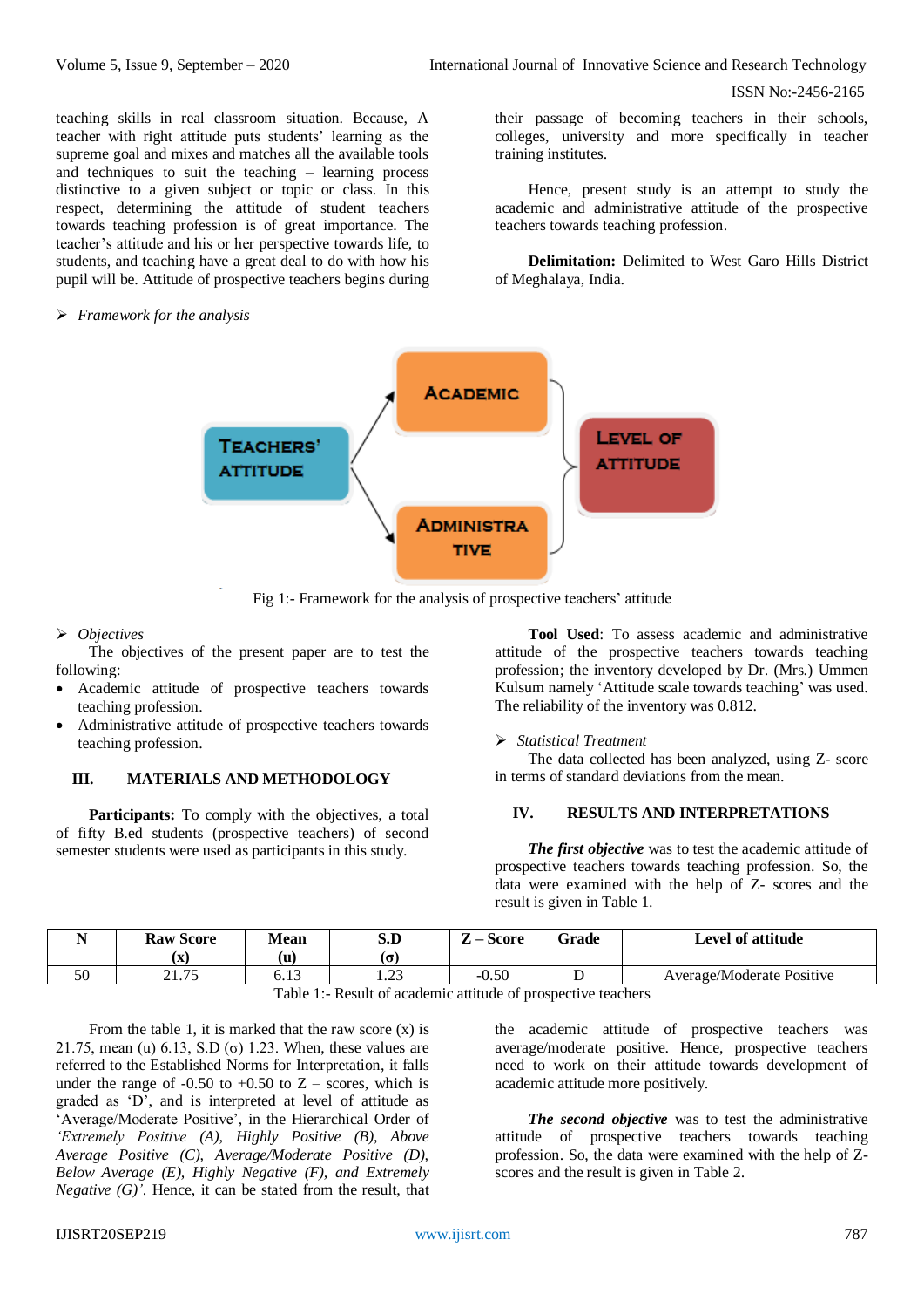teaching skills in real classroom situation. Because, A teacher with right attitude puts students' learning as the supreme goal and mixes and matches all the available tools and techniques to suit the teaching – learning process distinctive to a given subject or topic or class. In this respect, determining the attitude of student teachers towards teaching profession is of great importance. The teacher's attitude and his or her perspective towards life, to students, and teaching have a great deal to do with how his pupil will be. Attitude of prospective teachers begins during their passage of becoming teachers in their schools, colleges, university and more specifically in teacher training institutes.

Hence, present study is an attempt to study the academic and administrative attitude of the prospective teachers towards teaching profession.

**Delimitation:** Delimited to West Garo Hills District of Meghalaya, India.

➢ *Framework for the analysis*

TEACHERS' ATTITUDE → ACADEMIC; ADMINISTRATIVE → LEVEL OF ATTITUDE

Fig 1:- Framework for the analysis of prospective teachers' attitude

➢ *Objectives*

The objectives of the present paper are to test the following:

- Academic attitude of prospective teachers towards teaching profession.
- Administrative attitude of prospective teachers towards teaching profession.

## III. MATERIALS AND METHODOLOGY

**Participants:** To comply with the objectives, a total of fifty B.ed students (prospective teachers) of second semester students were used as participants in this study.

**Tool Used**: To assess academic and administrative attitude of the prospective teachers towards teaching profession; the inventory developed by Dr. (Mrs.) Ummen Kulsum namely 'Attitude scale towards teaching' was used. The reliability of the inventory was 0.812.

➢ *Statistical Treatment*

The data collected has been analyzed, using Z- score in terms of standard deviations from the mean.

## IV. RESULTS AND INTERPRETATIONS

***The first objective*** was to test the academic attitude of prospective teachers towards teaching profession. So, the data were examined with the help of Z- scores and the result is given in Table 1.

| N | Raw Score (x) | Mean (u) | S.D (σ) | Z – Score | Grade | Level of attitude |
|---|---|---|---|---|---|---|
| 50 | 21.75 | 6.13 | 1.23 | -0.50 | D | Average/Moderate Positive |

Table 1:- Result of academic attitude of prospective teachers

From the table 1, it is marked that the raw score (x) is 21.75, mean (u) 6.13, S.D (σ) 1.23. When, these values are referred to the Established Norms for Interpretation, it falls under the range of -0.50 to +0.50 to Z – scores, which is graded as 'D', and is interpreted at level of attitude as 'Average/Moderate Positive', in the Hierarchical Order of *'Extremely Positive (A), Highly Positive (B), Above Average Positive (C), Average/Moderate Positive (D), Below Average (E), Highly Negative (F), and Extremely Negative (G)'*. Hence, it can be stated from the result, that the academic attitude of prospective teachers was average/moderate positive. Hence, prospective teachers need to work on their attitude towards development of academic attitude more positively.

***The second objective*** was to test the administrative attitude of prospective teachers towards teaching profession. So, the data were examined with the help of Z-scores and the result is given in Table 2.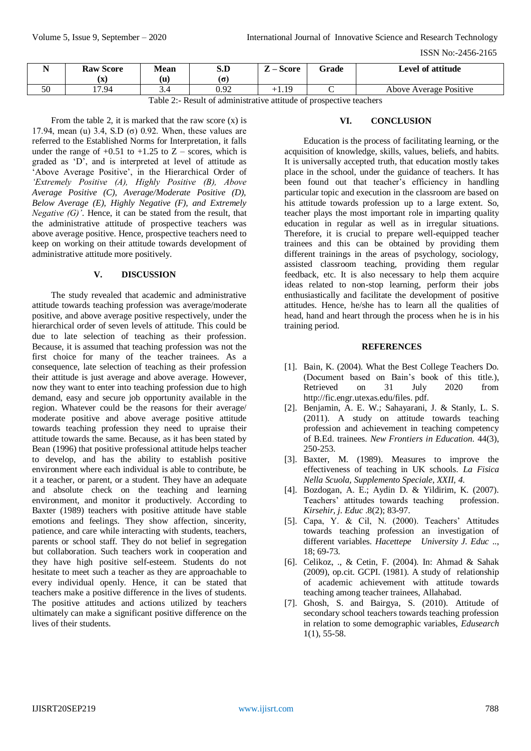| N | Raw Score (x) | Mean (u) | S.D (σ) | Z – Score | Grade | Level of attitude |
|---|---|---|---|---|---|---|
| 50 | 17.94 | 3.4 | 0.92 | +1.19 | C | Above Average Positive |

Table 2:- Result of administrative attitude of prospective teachers

From the table 2, it is marked that the raw score (x) is 17.94, mean (u) 3.4, S.D (σ) 0.92. When, these values are referred to the Established Norms for Interpretation, it falls under the range of +0.51 to +1.25 to Z – scores, which is graded as 'D', and is interpreted at level of attitude as 'Above Average Positive', in the Hierarchical Order of *'Extremely Positive (A), Highly Positive (B), Above Average Positive (C), Average/Moderate Positive (D), Below Average (E), Highly Negative (F), and Extremely Negative (G)'*. Hence, it can be stated from the result, that the administrative attitude of prospective teachers was above average positive. Hence, prospective teachers need to keep on working on their attitude towards development of administrative attitude more positively.

## V. DISCUSSION

The study revealed that academic and administrative attitude towards teaching profession was average/moderate positive, and above average positive respectively, under the hierarchical order of seven levels of attitude. This could be due to late selection of teaching as their profession. Because, it is assumed that teaching profession was not the first choice for many of the teacher trainees. As a consequence, late selection of teaching as their profession their attitude is just average and above average. However, now they want to enter into teaching profession due to high demand, easy and secure job opportunity available in the region. Whatever could be the reasons for their average/ moderate positive and above average positive attitude towards teaching profession they need to upraise their attitude towards the same. Because, as it has been stated by Bean (1996) that positive professional attitude helps teacher to develop, and has the ability to establish positive environment where each individual is able to contribute, be it a teacher, or parent, or a student. They have an adequate and absolute check on the teaching and learning environment, and monitor it productively. According to Baxter (1989) teachers with positive attitude have stable emotions and feelings. They show affection, sincerity, patience, and care while interacting with students, teachers, parents or school staff. They do not belief in segregation but collaboration. Such teachers work in cooperation and they have high positive self-esteem. Students do not hesitate to meet such a teacher as they are approachable to every individual openly. Hence, it can be stated that teachers make a positive difference in the lives of students. The positive attitudes and actions utilized by teachers ultimately can make a significant positive difference on the lives of their students.

## VI. CONCLUSION

Education is the process of facilitating learning, or the acquisition of knowledge, skills, values, beliefs, and habits. It is universally accepted truth, that education mostly takes place in the school, under the guidance of teachers. It has been found out that teacher's efficiency in handling particular topic and execution in the classroom are based on his attitude towards profession up to a large extent. So, teacher plays the most important role in imparting quality education in regular as well as in irregular situations. Therefore, it is crucial to prepare well-equipped teacher trainees and this can be obtained by providing them different trainings in the areas of psychology, sociology, assisted classroom teaching, providing them regular feedback, etc. It is also necessary to help them acquire ideas related to non-stop learning, perform their jobs enthusiastically and facilitate the development of positive attitudes. Hence, he/she has to learn all the qualities of head, hand and heart through the process when he is in his training period.

## REFERENCES

[1]. Bain, K. (2004). What the Best College Teachers Do. (Document based on Bain's book of this title.), Retrieved on 31 July 2020 from http://fic.engr.utexas.edu/files. pdf.

[2]. Benjamin, A. E. W.; Sahayarani, J. & Stanly, L. S. (2011). A study on attitude towards teaching profession and achievement in teaching competency of B.Ed. trainees. *New Frontiers in Education*. 44(3), 250-253.

[3]. Baxter, M. (1989). Measures to improve the effectiveness of teaching in UK schools. *La Fisica Nella Scuola, Supplemento Speciale, XXII, 4.*

[4]. Bozdogan, A. E.; Aydin D. & Yildirim, K. (2007). Teachers' attitudes towards teaching profession. *Kirsehir, j. Educ* .8(2); 83-97.

[5]. Capa, Y. & Cil, N. (2000). Teachers' Attitudes towards teaching profession an investigation of different variables. *Hacettepe University J. Educ* .., 18; 69-73.

[6]. Celikoz, ., & Cetin, F. (2004). In: Ahmad & Sahak (2009), op.cit. GCPI. (1981). A study of relationship of academic achievement with attitude towards teaching among teacher trainees, Allahabad.

[7]. Ghosh, S. and Bairgya, S. (2010). Attitude of secondary school teachers towards teaching profession in relation to some demographic variables, *Edusearch* 1(1), 55-58.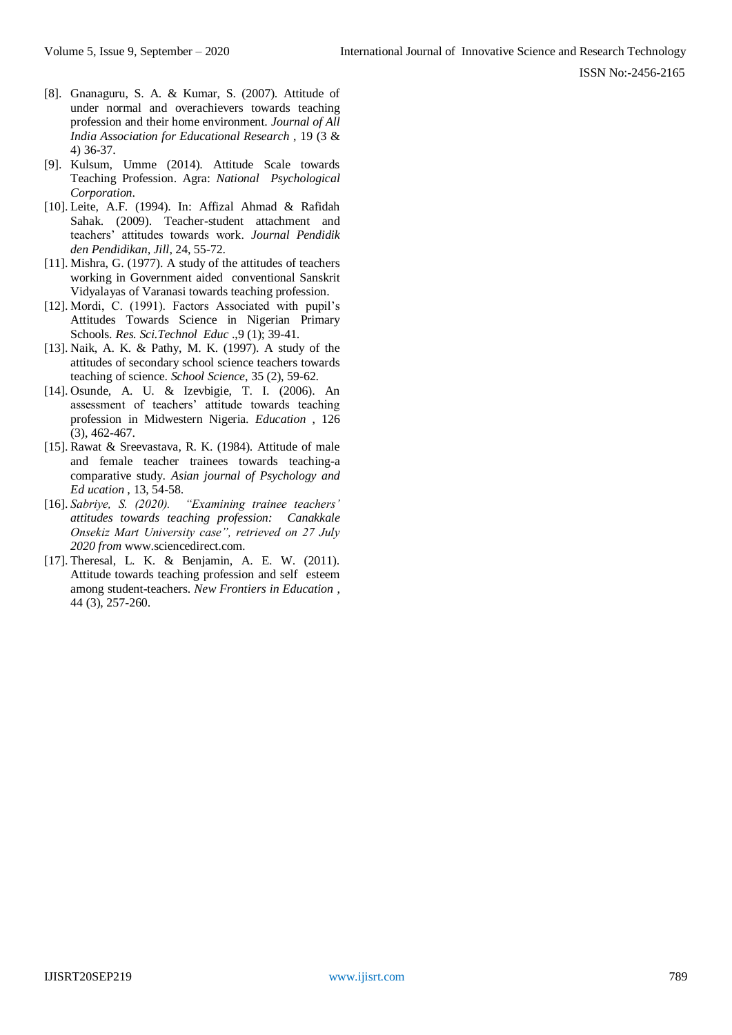[8]. Gnanaguru, S. A. & Kumar, S. (2007). Attitude of under normal and overachievers towards teaching profession and their home environment. *Journal of All India Association for Educational Research* , 19 (3 & 4) 36-37.

[9]. Kulsum, Umme (2014). Attitude Scale towards Teaching Profession. Agra: *National Psychological Corporation*.

[10]. Leite, A.F. (1994). In: Affizal Ahmad & Rafidah Sahak. (2009). Teacher-student attachment and teachers' attitudes towards work. *Journal Pendidik den Pendidikan, Jill*, 24, 55-72.

[11]. Mishra, G. (1977). A study of the attitudes of teachers working in Government aided conventional Sanskrit Vidyalayas of Varanasi towards teaching profession.

[12]. Mordi, C. (1991). Factors Associated with pupil's Attitudes Towards Science in Nigerian Primary Schools. *Res. Sci.Technol Educ* .,9 (1); 39-41.

[13]. Naik, A. K. & Pathy, M. K. (1997). A study of the attitudes of secondary school science teachers towards teaching of science. *School Science*, 35 (2), 59-62.

[14]. Osunde, A. U. & Izevbigie, T. I. (2006). An assessment of teachers' attitude towards teaching profession in Midwestern Nigeria. *Education* , 126 (3), 462-467.

[15]. Rawat & Sreevastava, R. K. (1984). Attitude of male and female teacher trainees towards teaching-a comparative study. *Asian journal of Psychology and Ed ucation* , 13, 54-58.

[16]. *Sabriye, S. (2020). "Examining trainee teachers' attitudes towards teaching profession: Canakkale Onsekiz Mart University case", retrieved on 27 July 2020 from* www.sciencedirect.com.

[17]. Theresal, L. K. & Benjamin, A. E. W. (2011). Attitude towards teaching profession and self esteem among student-teachers. *New Frontiers in Education* , 44 (3), 257-260.